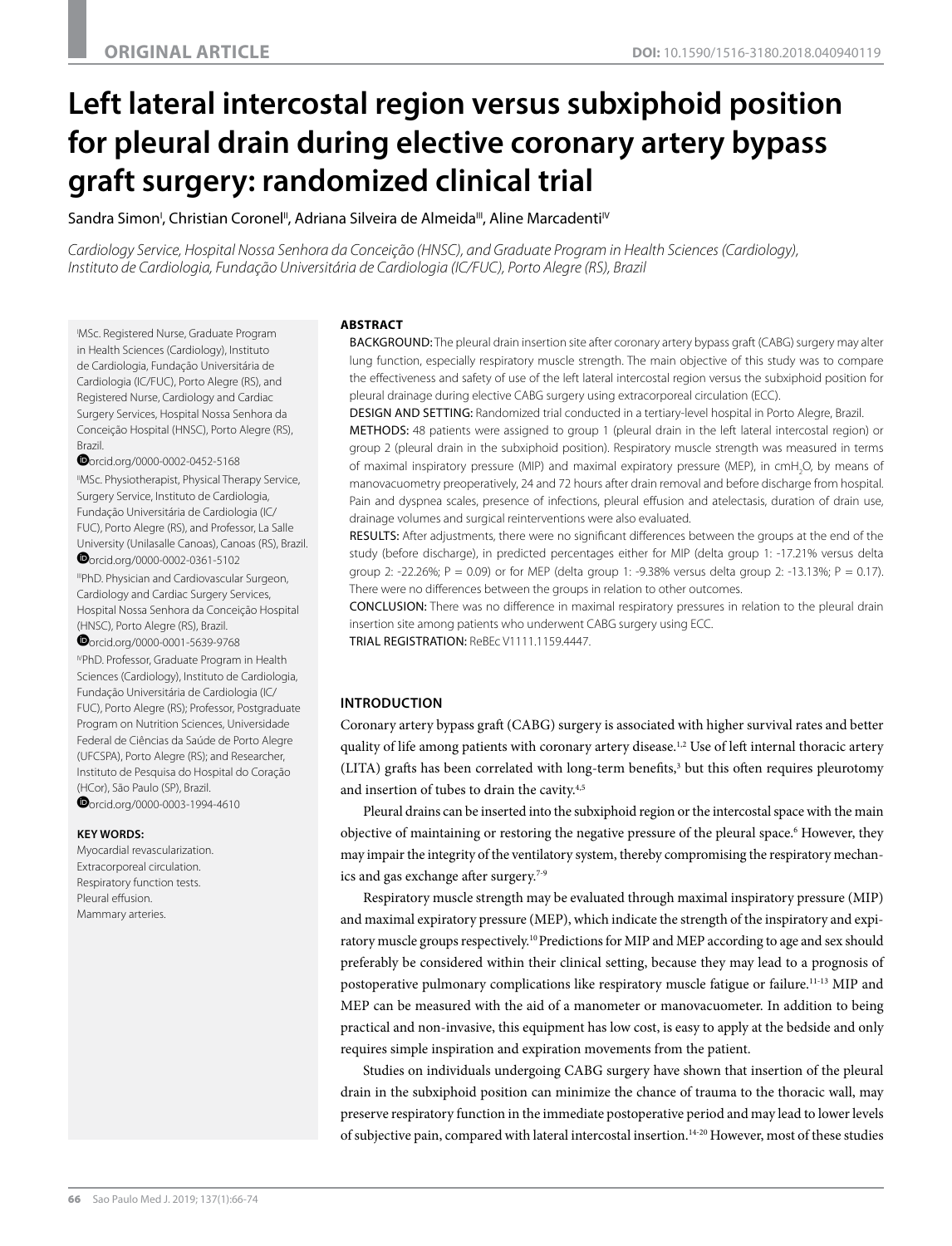ORIGINAL ARTICLE

DOI: 10.1590/1516-3180.2018.040940119

# Left lateral intercostal region versus subxiphoid position for pleural drain during elective coronary artery bypass graft surgery: randomized clinical trial

Sandra Simon[I], Christian Coronel[II], Adriana Silveira de Almeida[III], Aline Marcadenti[IV]

*Cardiology Service, Hospital Nossa Senhora da Conceição (HNSC), and Graduate Program in Health Sciences (Cardiology), Instituto de Cardiologia, Fundação Universitária de Cardiologia (IC/FUC), Porto Alegre (RS), Brazil*

[I]MSc. Registered Nurse, Graduate Program in Health Sciences (Cardiology), Instituto de Cardiologia, Fundação Universitária de Cardiologia (IC/FUC), Porto Alegre (RS), and Registered Nurse, Cardiology and Cardiac Surgery Services, Hospital Nossa Senhora da Conceição Hospital (HNSC), Porto Alegre (RS), Brazil.
orcid.org/0000-0002-0452-5168

[II]MSc. Physiotherapist, Physical Therapy Service, Surgery Service, Instituto de Cardiologia, Fundação Universitária de Cardiologia (IC/FUC), Porto Alegre (RS), and Professor, La Salle University (Unilasalle Canoas), Canoas (RS), Brazil.
orcid.org/0000-0002-0361-5102

[III]PhD. Physician and Cardiovascular Surgeon, Cardiology and Cardiac Surgery Services, Hospital Nossa Senhora da Conceição Hospital (HNSC), Porto Alegre (RS), Brazil.
orcid.org/0000-0001-5639-9768

[IV]PhD. Professor, Graduate Program in Health Sciences (Cardiology), Instituto de Cardiologia, Fundação Universitária de Cardiologia (IC/FUC), Porto Alegre (RS); Professor, Postgraduate Program on Nutrition Sciences, Universidade Federal de Ciências da Saúde de Porto Alegre (UFCSPA), Porto Alegre (RS); and Researcher, Instituto de Pesquisa do Hospital do Coração (HCor), São Paulo (SP), Brazil.
orcid.org/0000-0003-1994-4610

**KEY WORDS:**
Myocardial revascularization.
Extracorporeal circulation.
Respiratory function tests.
Pleural effusion.
Mammary arteries.

## ABSTRACT

BACKGROUND: The pleural drain insertion site after coronary artery bypass graft (CABG) surgery may alter lung function, especially respiratory muscle strength. The main objective of this study was to compare the effectiveness and safety of use of the left lateral intercostal region versus the subxiphoid position for pleural drainage during elective CABG surgery using extracorporeal circulation (ECC).

DESIGN AND SETTING: Randomized trial conducted in a tertiary-level hospital in Porto Alegre, Brazil.

METHODS: 48 patients were assigned to group 1 (pleural drain in the left lateral intercostal region) or group 2 (pleural drain in the subxiphoid position). Respiratory muscle strength was measured in terms of maximal inspiratory pressure (MIP) and maximal expiratory pressure (MEP), in $cmH_2O$, by means of manovacuometry preoperatively, 24 and 72 hours after drain removal and before discharge from hospital. Pain and dyspnea scales, presence of infections, pleural effusion and atelectasis, duration of drain use, drainage volumes and surgical reinterventions were also evaluated.

RESULTS: After adjustments, there were no significant differences between the groups at the end of the study (before discharge), in predicted percentages either for MIP (delta group 1: -17.21% versus delta group 2: -22.26%; P = 0.09) or for MEP (delta group 1: -9.38% versus delta group 2: -13.13%; P = 0.17). There were no differences between the groups in relation to other outcomes.

CONCLUSION: There was no difference in maximal respiratory pressures in relation to the pleural drain insertion site among patients who underwent CABG surgery using ECC.

TRIAL REGISTRATION: ReBEc V1111.1159.4447.

## INTRODUCTION

Coronary artery bypass graft (CABG) surgery is associated with higher survival rates and better quality of life among patients with coronary artery disease.[1,2] Use of left internal thoracic artery (LITA) grafts has been correlated with long-term benefits,[3] but this often requires pleurotomy and insertion of tubes to drain the cavity.[4,5]

Pleural drains can be inserted into the subxiphoid region or the intercostal space with the main objective of maintaining or restoring the negative pressure of the pleural space.[6] However, they may impair the integrity of the ventilatory system, thereby compromising the respiratory mechanics and gas exchange after surgery.[7-9]

Respiratory muscle strength may be evaluated through maximal inspiratory pressure (MIP) and maximal expiratory pressure (MEP), which indicate the strength of the inspiratory and expiratory muscle groups respectively.[10] Predictions for MIP and MEP according to age and sex should preferably be considered within their clinical setting, because they may lead to a prognosis of postoperative pulmonary complications like respiratory muscle fatigue or failure.[11-13] MIP and MEP can be measured with the aid of a manometer or manovacuometer. In addition to being practical and non-invasive, this equipment has low cost, is easy to apply at the bedside and only requires simple inspiration and expiration movements from the patient.

Studies on individuals undergoing CABG surgery have shown that insertion of the pleural drain in the subxiphoid position can minimize the chance of trauma to the thoracic wall, may preserve respiratory function in the immediate postoperative period and may lead to lower levels of subjective pain, compared with lateral intercostal insertion.[14-20] However, most of these studies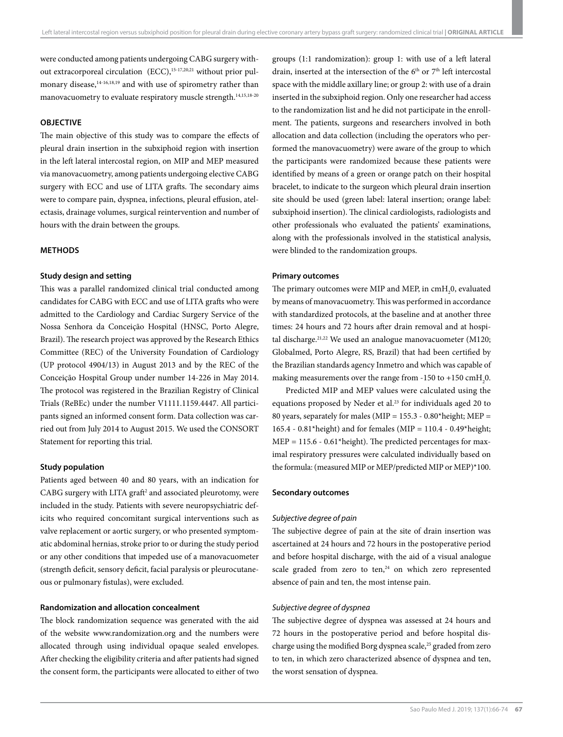were conducted among patients undergoing CABG surgery without extracorporeal circulation (ECC),[15-17,20,21] without prior pulmonary disease,[14-16,18,19] and with use of spirometry rather than manovacuometry to evaluate respiratory muscle strength.[14,15,18-20]

## OBJECTIVE

The main objective of this study was to compare the effects of pleural drain insertion in the subxiphoid region with insertion in the left lateral intercostal region, on MIP and MEP measured via manovacuometry, among patients undergoing elective CABG surgery with ECC and use of LITA grafts. The secondary aims were to compare pain, dyspnea, infections, pleural effusion, atelectasis, drainage volumes, surgical reintervention and number of hours with the drain between the groups.

## METHODS

### Study design and setting

This was a parallel randomized clinical trial conducted among candidates for CABG with ECC and use of LITA grafts who were admitted to the Cardiology and Cardiac Surgery Service of the Nossa Senhora da Conceição Hospital (HNSC, Porto Alegre, Brazil). The research project was approved by the Research Ethics Committee (REC) of the University Foundation of Cardiology (UP protocol 4904/13) in August 2013 and by the REC of the Conceição Hospital Group under number 14-226 in May 2014. The protocol was registered in the Brazilian Registry of Clinical Trials (ReBEc) under the number V1111.1159.4447. All participants signed an informed consent form. Data collection was carried out from July 2014 to August 2015. We used the CONSORT Statement for reporting this trial.

### Study population

Patients aged between 40 and 80 years, with an indication for CABG surgery with LITA graft[2] and associated pleurotomy, were included in the study. Patients with severe neuropsychiatric deficits who required concomitant surgical interventions such as valve replacement or aortic surgery, or who presented symptomatic abdominal hernias, stroke prior to or during the study period or any other conditions that impeded use of a manovacuometer (strength deficit, sensory deficit, facial paralysis or pleurocutaneous or pulmonary fistulas), were excluded.

### Randomization and allocation concealment

The block randomization sequence was generated with the aid of the website www.randomization.org and the numbers were allocated through using individual opaque sealed envelopes. After checking the eligibility criteria and after patients had signed the consent form, the participants were allocated to either of two groups (1:1 randomization): group 1: with use of a left lateral drain, inserted at the intersection of the 6th or 7th left intercostal space with the middle axillary line; or group 2: with use of a drain inserted in the subxiphoid region. Only one researcher had access to the randomization list and he did not participate in the enrollment. The patients, surgeons and researchers involved in both allocation and data collection (including the operators who performed the manovacuometry) were aware of the group to which the participants were randomized because these patients were identified by means of a green or orange patch on their hospital bracelet, to indicate to the surgeon which pleural drain insertion site should be used (green label: lateral insertion; orange label: subxiphoid insertion). The clinical cardiologists, radiologists and other professionals who evaluated the patients' examinations, along with the professionals involved in the statistical analysis, were blinded to the randomization groups.

### Primary outcomes

The primary outcomes were MIP and MEP, in $cmH_20$, evaluated by means of manovacuometry. This was performed in accordance with standardized protocols, at the baseline and at another three times: 24 hours and 72 hours after drain removal and at hospital discharge.[21,22] We used an analogue manovacuometer (M120; Globalmed, Porto Alegre, RS, Brazil) that had been certified by the Brazilian standards agency Inmetro and which was capable of making measurements over the range from -150 to +150 $cmH_20$.

Predicted MIP and MEP values were calculated using the equations proposed by Neder et al.[23] for individuals aged 20 to 80 years, separately for males (MIP = 155.3 - 0.80*height; MEP = 165.4 - 0.81*height) and for females (MIP = 110.4 - 0.49*height; MEP = 115.6 - 0.61*height). The predicted percentages for maximal respiratory pressures were calculated individually based on the formula: (measured MIP or MEP/predicted MIP or MEP)*100.

### Secondary outcomes

#### *Subjective degree of pain*

The subjective degree of pain at the site of drain insertion was ascertained at 24 hours and 72 hours in the postoperative period and before hospital discharge, with the aid of a visual analogue scale graded from zero to ten,[24] on which zero represented absence of pain and ten, the most intense pain.

#### *Subjective degree of dyspnea*

The subjective degree of dyspnea was assessed at 24 hours and 72 hours in the postoperative period and before hospital discharge using the modified Borg dyspnea scale,[25] graded from zero to ten, in which zero characterized absence of dyspnea and ten, the worst sensation of dyspnea.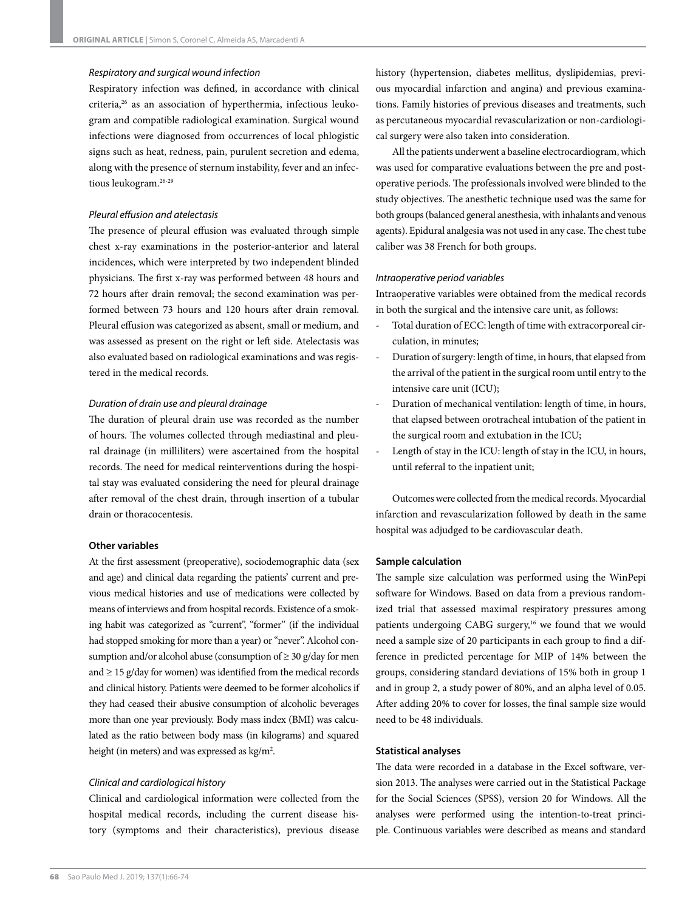*Respiratory and surgical wound infection*

Respiratory infection was defined, in accordance with clinical criteria,[26] as an association of hyperthermia, infectious leukogram and compatible radiological examination. Surgical wound infections were diagnosed from occurrences of local phlogistic signs such as heat, redness, pain, purulent secretion and edema, along with the presence of sternum instability, fever and an infectious leukogram.[26-29]

*Pleural effusion and atelectasis*

The presence of pleural effusion was evaluated through simple chest x-ray examinations in the posterior-anterior and lateral incidences, which were interpreted by two independent blinded physicians. The first x-ray was performed between 48 hours and 72 hours after drain removal; the second examination was performed between 73 hours and 120 hours after drain removal. Pleural effusion was categorized as absent, small or medium, and was assessed as present on the right or left side. Atelectasis was also evaluated based on radiological examinations and was registered in the medical records.

*Duration of drain use and pleural drainage*

The duration of pleural drain use was recorded as the number of hours. The volumes collected through mediastinal and pleural drainage (in milliliters) were ascertained from the hospital records. The need for medical reinterventions during the hospital stay was evaluated considering the need for pleural drainage after removal of the chest drain, through insertion of a tubular drain or thoracocentesis.

**Other variables**

At the first assessment (preoperative), sociodemographic data (sex and age) and clinical data regarding the patients' current and previous medical histories and use of medications were collected by means of interviews and from hospital records. Existence of a smoking habit was categorized as "current", "former" (if the individual had stopped smoking for more than a year) or "never". Alcohol consumption and/or alcohol abuse (consumption of ≥ 30 g/day for men and ≥ 15 g/day for women) was identified from the medical records and clinical history. Patients were deemed to be former alcoholics if they had ceased their abusive consumption of alcoholic beverages more than one year previously. Body mass index (BMI) was calculated as the ratio between body mass (in kilograms) and squared height (in meters) and was expressed as $kg/m^2$.

*Clinical and cardiological history*

Clinical and cardiological information were collected from the hospital medical records, including the current disease history (symptoms and their characteristics), previous disease history (hypertension, diabetes mellitus, dyslipidemias, previous myocardial infarction and angina) and previous examinations. Family histories of previous diseases and treatments, such as percutaneous myocardial revascularization or non-cardiological surgery were also taken into consideration.

All the patients underwent a baseline electrocardiogram, which was used for comparative evaluations between the pre and postoperative periods. The professionals involved were blinded to the study objectives. The anesthetic technique used was the same for both groups (balanced general anesthesia, with inhalants and venous agents). Epidural analgesia was not used in any case. The chest tube caliber was 38 French for both groups.

*Intraoperative period variables*

Intraoperative variables were obtained from the medical records in both the surgical and the intensive care unit, as follows:

- Total duration of ECC: length of time with extracorporeal circulation, in minutes;
- Duration of surgery: length of time, in hours, that elapsed from the arrival of the patient in the surgical room until entry to the intensive care unit (ICU);
- Duration of mechanical ventilation: length of time, in hours, that elapsed between orotracheal intubation of the patient in the surgical room and extubation in the ICU;
- Length of stay in the ICU: length of stay in the ICU, in hours, until referral to the inpatient unit;

Outcomes were collected from the medical records. Myocardial infarction and revascularization followed by death in the same hospital was adjudged to be cardiovascular death.

**Sample calculation**

The sample size calculation was performed using the WinPepi software for Windows. Based on data from a previous randomized trial that assessed maximal respiratory pressures among patients undergoing CABG surgery,[16] we found that we would need a sample size of 20 participants in each group to find a difference in predicted percentage for MIP of 14% between the groups, considering standard deviations of 15% both in group 1 and in group 2, a study power of 80%, and an alpha level of 0.05. After adding 20% to cover for losses, the final sample size would need to be 48 individuals.

**Statistical analyses**

The data were recorded in a database in the Excel software, version 2013. The analyses were carried out in the Statistical Package for the Social Sciences (SPSS), version 20 for Windows. All the analyses were performed using the intention-to-treat principle. Continuous variables were described as means and standard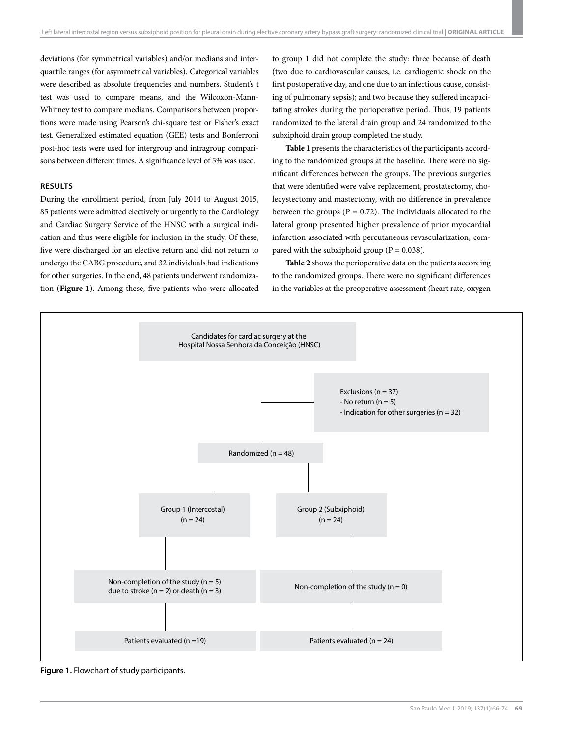deviations (for symmetrical variables) and/or medians and interquartile ranges (for asymmetrical variables). Categorical variables were described as absolute frequencies and numbers. Student's t test was used to compare means, and the Wilcoxon-Mann-Whitney test to compare medians. Comparisons between proportions were made using Pearson's chi-square test or Fisher's exact test. Generalized estimated equation (GEE) tests and Bonferroni post-hoc tests were used for intergroup and intragroup comparisons between different times. A significance level of 5% was used.

## RESULTS

During the enrollment period, from July 2014 to August 2015, 85 patients were admitted electively or urgently to the Cardiology and Cardiac Surgery Service of the HNSC with a surgical indication and thus were eligible for inclusion in the study. Of these, five were discharged for an elective return and did not return to undergo the CABG procedure, and 32 individuals had indications for other surgeries. In the end, 48 patients underwent randomization (**Figure 1**). Among these, five patients who were allocated to group 1 did not complete the study: three because of death (two due to cardiovascular causes, i.e. cardiogenic shock on the first postoperative day, and one due to an infectious cause, consisting of pulmonary sepsis); and two because they suffered incapacitating strokes during the perioperative period. Thus, 19 patients randomized to the lateral drain group and 24 randomized to the subxiphoid drain group completed the study.

**Table 1** presents the characteristics of the participants according to the randomized groups at the baseline. There were no significant differences between the groups. The previous surgeries that were identified were valve replacement, prostatectomy, cholecystectomy and mastectomy, with no difference in prevalence between the groups (P = 0.72). The individuals allocated to the lateral group presented higher prevalence of prior myocardial infarction associated with percutaneous revascularization, compared with the subxiphoid group (P = 0.038).

**Table 2** shows the perioperative data on the patients according to the randomized groups. There were no significant differences in the variables at the preoperative assessment (heart rate, oxygen

Candidates for cardiac surgery at the Hospital Nossa Senhora da Conceição (HNSC)

Exclusions (n = 37)
- No return (n = 5)
- Indication for other surgeries (n = 32)

Randomized (n = 48)

| Group 1 (Intercostal) (n = 24) | Group 2 (Subxiphoid) (n = 24) |
| --- | --- |
| Non-completion of the study (n = 5) due to stroke (n = 2) or death (n = 3) | Non-completion of the study (n = 0) |
| Patients evaluated (n =19) | Patients evaluated (n = 24) |

**Figure 1.** Flowchart of study participants.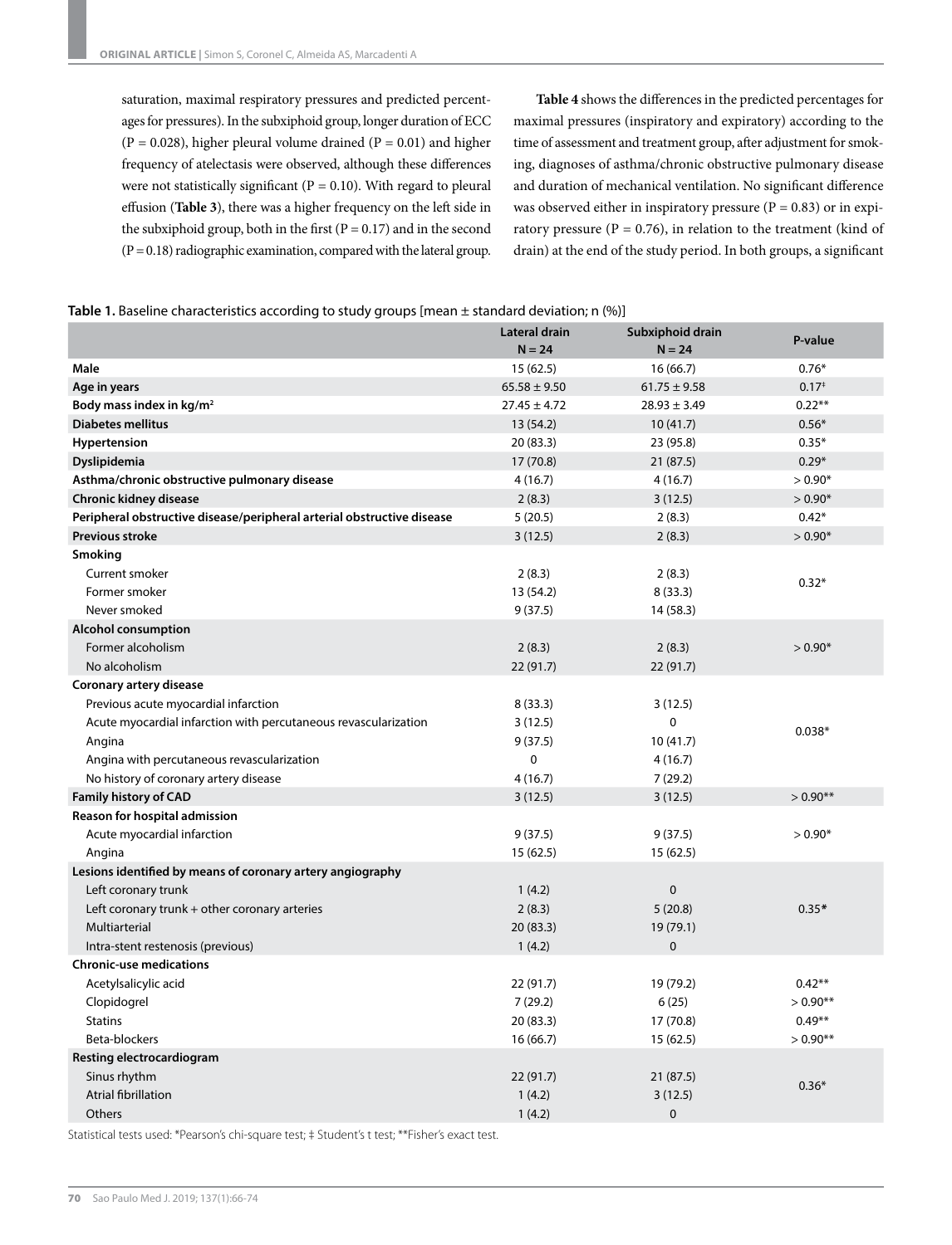saturation, maximal respiratory pressures and predicted percentages for pressures). In the subxiphoid group, longer duration of ECC ($P = 0.028$), higher pleural volume drained ($P = 0.01$) and higher frequency of atelectasis were observed, although these differences were not statistically significant ($P = 0.10$). With regard to pleural effusion (**Table 3**), there was a higher frequency on the left side in the subxiphoid group, both in the first ($P = 0.17$) and in the second ($P = 0.18$) radiographic examination, compared with the lateral group.

**Table 4** shows the differences in the predicted percentages for maximal pressures (inspiratory and expiratory) according to the time of assessment and treatment group, after adjustment for smoking, diagnoses of asthma/chronic obstructive pulmonary disease and duration of mechanical ventilation. No significant difference was observed either in inspiratory pressure ($P = 0.83$) or in expiratory pressure ($P = 0.76$), in relation to the treatment (kind of drain) at the end of the study period. In both groups, a significant

**Table 1.** Baseline characteristics according to study groups [mean ± standard deviation; n (%)]

| | Lateral drain N = 24 | Subxiphoid drain N = 24 | P-value |
|---|---|---|---|
| **Male** | 15 (62.5) | 16 (66.7) | 0.76* |
| **Age in years** | 65.58 ± 9.50 | 61.75 ± 9.58 | 0.17‡ |
| **Body mass index in kg/m²** | 27.45 ± 4.72 | 28.93 ± 3.49 | 0.22** |
| **Diabetes mellitus** | 13 (54.2) | 10 (41.7) | 0.56* |
| **Hypertension** | 20 (83.3) | 23 (95.8) | 0.35* |
| **Dyslipidemia** | 17 (70.8) | 21 (87.5) | 0.29* |
| **Asthma/chronic obstructive pulmonary disease** | 4 (16.7) | 4 (16.7) | > 0.90* |
| **Chronic kidney disease** | 2 (8.3) | 3 (12.5) | > 0.90* |
| **Peripheral obstructive disease/peripheral arterial obstructive disease** | 5 (20.5) | 2 (8.3) | 0.42* |
| **Previous stroke** | 3 (12.5) | 2 (8.3) | > 0.90* |
| **Smoking** | | | |
| Current smoker | 2 (8.3) | 2 (8.3) | 0.32* |
| Former smoker | 13 (54.2) | 8 (33.3) | |
| Never smoked | 9 (37.5) | 14 (58.3) | |
| **Alcohol consumption** | | | |
| Former alcoholism | 2 (8.3) | 2 (8.3) | > 0.90* |
| No alcoholism | 22 (91.7) | 22 (91.7) | |
| **Coronary artery disease** | | | |
| Previous acute myocardial infarction | 8 (33.3) | 3 (12.5) | 0.038* |
| Acute myocardial infarction with percutaneous revascularization | 3 (12.5) | 0 | |
| Angina | 9 (37.5) | 10 (41.7) | |
| Angina with percutaneous revascularization | 0 | 4 (16.7) | |
| No history of coronary artery disease | 4 (16.7) | 7 (29.2) | |
| **Family history of CAD** | 3 (12.5) | 3 (12.5) | > 0.90** |
| **Reason for hospital admission** | | | |
| Acute myocardial infarction | 9 (37.5) | 9 (37.5) | > 0.90* |
| Angina | 15 (62.5) | 15 (62.5) | |
| **Lesions identified by means of coronary artery angiography** | | | |
| Left coronary trunk | 1 (4.2) | 0 | 0.35* |
| Left coronary trunk + other coronary arteries | 2 (8.3) | 5 (20.8) | |
| Multiarterial | 20 (83.3) | 19 (79.1) | |
| Intra-stent restenosis (previous) | 1 (4.2) | 0 | |
| **Chronic-use medications** | | | |
| Acetylsalicylic acid | 22 (91.7) | 19 (79.2) | 0.42** |
| Clopidogrel | 7 (29.2) | 6 (25) | > 0.90** |
| Statins | 20 (83.3) | 17 (70.8) | 0.49** |
| Beta-blockers | 16 (66.7) | 15 (62.5) | > 0.90** |
| **Resting electrocardiogram** | | | |
| Sinus rhythm | 22 (91.7) | 21 (87.5) | 0.36* |
| Atrial fibrillation | 1 (4.2) | 3 (12.5) | |
| Others | 1 (4.2) | 0 | |

Statistical tests used: *Pearson's chi-square test; ‡ Student's t test; **Fisher's exact test.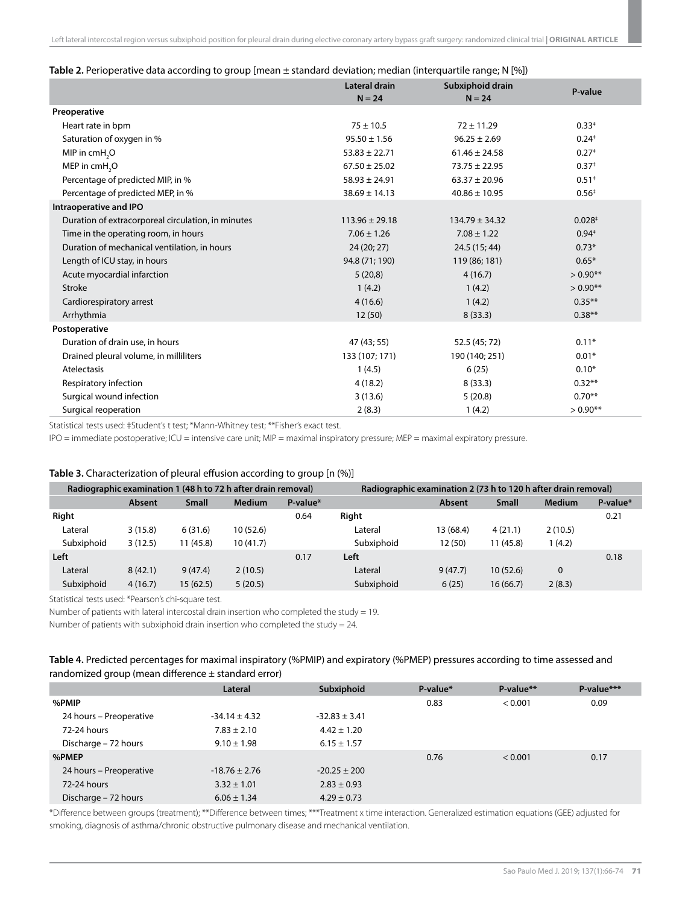**Table 2.** Perioperative data according to group [mean ± standard deviation; median (interquartile range; N [%])

| | Lateral drain N = 24 | Subxiphoid drain N = 24 | P-value |
|---|---|---|---|
| **Preoperative** | | | |
| Heart rate in bpm | 75 ± 10.5 | 72 ± 11.29 | 0.33‡ |
| Saturation of oxygen in % | 95.50 ± 1.56 | 96.25 ± 2.69 | 0.24‡ |
| MIP in $cmH_2O$ | 53.83 ± 22.71 | 61.46 ± 24.58 | 0.27‡ |
| MEP in $cmH_2O$ | 67.50 ± 25.02 | 73.75 ± 22.95 | 0.37‡ |
| Percentage of predicted MIP, in % | 58.93 ± 24.91 | 63.37 ± 20.96 | 0.51‡ |
| Percentage of predicted MEP, in % | 38.69 ± 14.13 | 40.86 ± 10.95 | 0.56‡ |
| **Intraoperative and IPO** | | | |
| Duration of extracorporeal circulation, in minutes | 113.96 ± 29.18 | 134.79 ± 34.32 | 0.028‡ |
| Time in the operating room, in hours | 7.06 ± 1.26 | 7.08 ± 1.22 | 0.94‡ |
| Duration of mechanical ventilation, in hours | 24 (20; 27) | 24.5 (15; 44) | 0.73* |
| Length of ICU stay, in hours | 94.8 (71; 190) | 119 (86; 181) | 0.65* |
| Acute myocardial infarction | 5 (20,8) | 4 (16.7) | > 0.90** |
| Stroke | 1 (4.2) | 1 (4.2) | > 0.90** |
| Cardiorespiratory arrest | 4 (16.6) | 1 (4.2) | 0.35** |
| Arrhythmia | 12 (50) | 8 (33.3) | 0.38** |
| **Postoperative** | | | |
| Duration of drain use, in hours | 47 (43; 55) | 52.5 (45; 72) | 0.11* |
| Drained pleural volume, in milliliters | 133 (107; 171) | 190 (140; 251) | 0.01* |
| Atelectasis | 1 (4.5) | 6 (25) | 0.10* |
| Respiratory infection | 4 (18.2) | 8 (33.3) | 0.32** |
| Surgical wound infection | 3 (13.6) | 5 (20.8) | 0.70** |
| Surgical reoperation | 2 (8.3) | 1 (4.2) | > 0.90** |

Statistical tests used: ‡Student's t test; *Mann-Whitney test; **Fisher's exact test.

IPO = immediate postoperative; ICU = intensive care unit; MIP = maximal inspiratory pressure; MEP = maximal expiratory pressure.

**Table 3.** Characterization of pleural effusion according to group [n (%)]

| Radiographic examination 1 (48 h to 72 h after drain removal) | | | | | Radiographic examination 2 (73 h to 120 h after drain removal) | | | | |
|---|---|---|---|---|---|---|---|---|---|
| | Absent | Small | Medium | P-value* | | Absent | Small | Medium | P-value* |
| **Right** | | | | 0.64 | **Right** | | | | 0.21 |
| Lateral | 3 (15.8) | 6 (31.6) | 10 (52.6) | | Lateral | 13 (68.4) | 4 (21.1) | 2 (10.5) | |
| Subxiphoid | 3 (12.5) | 11 (45.8) | 10 (41.7) | | Subxiphoid | 12 (50) | 11 (45.8) | 1 (4.2) | |
| **Left** | | | | 0.17 | **Left** | | | | 0.18 |
| Lateral | 8 (42.1) | 9 (47.4) | 2 (10.5) | | Lateral | 9 (47.7) | 10 (52.6) | 0 | |
| Subxiphoid | 4 (16.7) | 15 (62.5) | 5 (20.5) | | Subxiphoid | 6 (25) | 16 (66.7) | 2 (8.3) | |

Statistical tests used: *Pearson's chi-square test.

Number of patients with lateral intercostal drain insertion who completed the study = 19.

Number of patients with subxiphoid drain insertion who completed the study = 24.

**Table 4.** Predicted percentages for maximal inspiratory (%PMIP) and expiratory (%PMEP) pressures according to time assessed and randomized group (mean difference ± standard error)

| | Lateral | Subxiphoid | P-value* | P-value** | P-value*** |
|---|---|---|---|---|---|
| **%PMIP** | | | 0.83 | < 0.001 | 0.09 |
| 24 hours – Preoperative | -34.14 ± 4.32 | -32.83 ± 3.41 | | | |
| 72-24 hours | 7.83 ± 2.10 | 4.42 ± 1.20 | | | |
| Discharge – 72 hours | 9.10 ± 1.98 | 6.15 ± 1.57 | | | |
| **%PMEP** | | | 0.76 | < 0.001 | 0.17 |
| 24 hours – Preoperative | -18.76 ± 2.76 | -20.25 ± 200 | | | |
| 72-24 hours | 3.32 ± 1.01 | 2.83 ± 0.93 | | | |
| Discharge – 72 hours | 6.06 ± 1.34 | 4.29 ± 0.73 | | | |

*Difference between groups (treatment); **Difference between times; ***Treatment x time interaction. Generalized estimation equations (GEE) adjusted for smoking, diagnosis of asthma/chronic obstructive pulmonary disease and mechanical ventilation.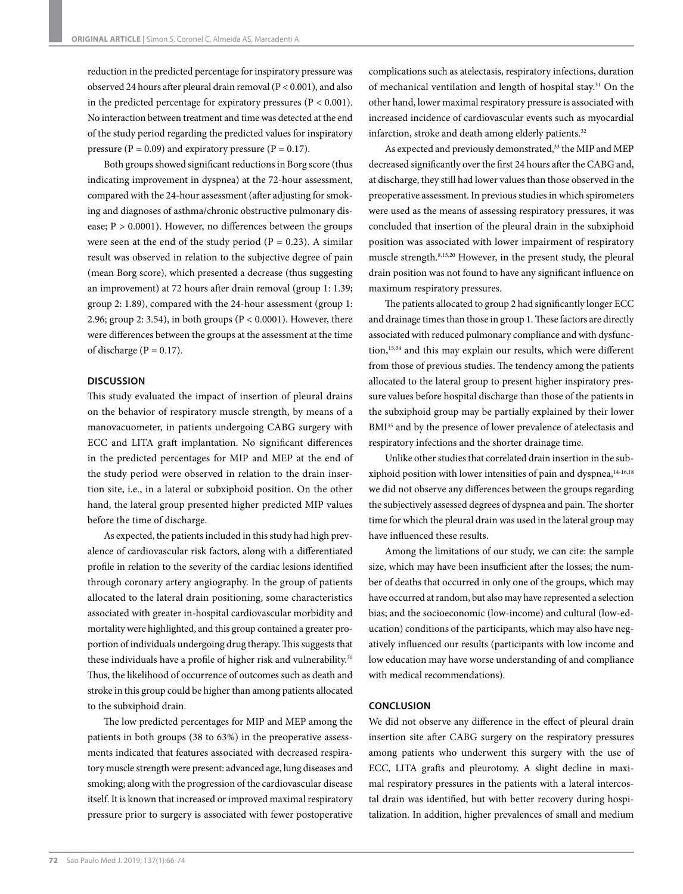reduction in the predicted percentage for inspiratory pressure was observed 24 hours after pleural drain removal ($P < 0.001$), and also in the predicted percentage for expiratory pressures ($P < 0.001$). No interaction between treatment and time was detected at the end of the study period regarding the predicted values for inspiratory pressure ($P = 0.09$) and expiratory pressure ($P = 0.17$).

Both groups showed significant reductions in Borg score (thus indicating improvement in dyspnea) at the 72-hour assessment, compared with the 24-hour assessment (after adjusting for smoking and diagnoses of asthma/chronic obstructive pulmonary disease; $P > 0.0001$). However, no differences between the groups were seen at the end of the study period ($P = 0.23$). A similar result was observed in relation to the subjective degree of pain (mean Borg score), which presented a decrease (thus suggesting an improvement) at 72 hours after drain removal (group 1: 1.39; group 2: 1.89), compared with the 24-hour assessment (group 1: 2.96; group 2: 3.54), in both groups ($P < 0.0001$). However, there were differences between the groups at the assessment at the time of discharge ($P = 0.17$).

## DISCUSSION

This study evaluated the impact of insertion of pleural drains on the behavior of respiratory muscle strength, by means of a manovacuometer, in patients undergoing CABG surgery with ECC and LITA graft implantation. No significant differences in the predicted percentages for MIP and MEP at the end of the study period were observed in relation to the drain insertion site, i.e., in a lateral or subxiphoid position. On the other hand, the lateral group presented higher predicted MIP values before the time of discharge.

As expected, the patients included in this study had high prevalence of cardiovascular risk factors, along with a differentiated profile in relation to the severity of the cardiac lesions identified through coronary artery angiography. In the group of patients allocated to the lateral drain positioning, some characteristics associated with greater in-hospital cardiovascular morbidity and mortality were highlighted, and this group contained a greater proportion of individuals undergoing drug therapy. This suggests that these individuals have a profile of higher risk and vulnerability.[30] Thus, the likelihood of occurrence of outcomes such as death and stroke in this group could be higher than among patients allocated to the subxiphoid drain.

The low predicted percentages for MIP and MEP among the patients in both groups (38 to 63%) in the preoperative assessments indicated that features associated with decreased respiratory muscle strength were present: advanced age, lung diseases and smoking; along with the progression of the cardiovascular disease itself. It is known that increased or improved maximal respiratory pressure prior to surgery is associated with fewer postoperative complications such as atelectasis, respiratory infections, duration of mechanical ventilation and length of hospital stay.[31] On the other hand, lower maximal respiratory pressure is associated with increased incidence of cardiovascular events such as myocardial infarction, stroke and death among elderly patients.[32]

As expected and previously demonstrated,[33] the MIP and MEP decreased significantly over the first 24 hours after the CABG and, at discharge, they still had lower values than those observed in the preoperative assessment. In previous studies in which spirometers were used as the means of assessing respiratory pressures, it was concluded that insertion of the pleural drain in the subxiphoid position was associated with lower impairment of respiratory muscle strength.[8,15,20] However, in the present study, the pleural drain position was not found to have any significant influence on maximum respiratory pressures.

The patients allocated to group 2 had significantly longer ECC and drainage times than those in group 1. These factors are directly associated with reduced pulmonary compliance and with dysfunction,[15,34] and this may explain our results, which were different from those of previous studies. The tendency among the patients allocated to the lateral group to present higher inspiratory pressure values before hospital discharge than those of the patients in the subxiphoid group may be partially explained by their lower BMI[35] and by the presence of lower prevalence of atelectasis and respiratory infections and the shorter drainage time.

Unlike other studies that correlated drain insertion in the subxiphoid position with lower intensities of pain and dyspnea,[14-16,18] we did not observe any differences between the groups regarding the subjectively assessed degrees of dyspnea and pain. The shorter time for which the pleural drain was used in the lateral group may have influenced these results.

Among the limitations of our study, we can cite: the sample size, which may have been insufficient after the losses; the number of deaths that occurred in only one of the groups, which may have occurred at random, but also may have represented a selection bias; and the socioeconomic (low-income) and cultural (low-education) conditions of the participants, which may also have negatively influenced our results (participants with low income and low education may have worse understanding of and compliance with medical recommendations).

## CONCLUSION

We did not observe any difference in the effect of pleural drain insertion site after CABG surgery on the respiratory pressures among patients who underwent this surgery with the use of ECC, LITA grafts and pleurotomy. A slight decline in maximal respiratory pressures in the patients with a lateral intercostal drain was identified, but with better recovery during hospitalization. In addition, higher prevalences of small and medium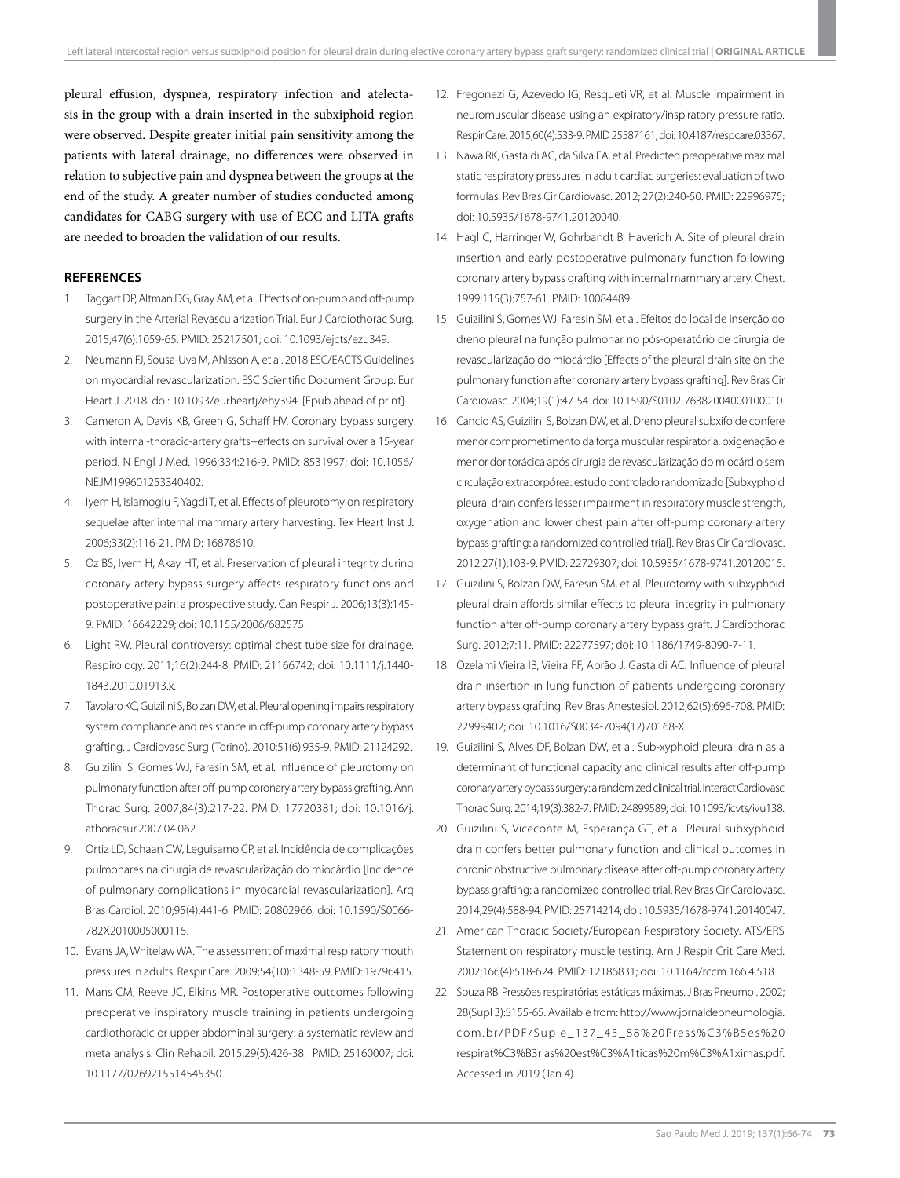pleural effusion, dyspnea, respiratory infection and atelectasis in the group with a drain inserted in the subxiphoid region were observed. Despite greater initial pain sensitivity among the patients with lateral drainage, no differences were observed in relation to subjective pain and dyspnea between the groups at the end of the study. A greater number of studies conducted among candidates for CABG surgery with use of ECC and LITA grafts are needed to broaden the validation of our results.

## REFERENCES

1. Taggart DP, Altman DG, Gray AM, et al. Effects of on-pump and off-pump surgery in the Arterial Revascularization Trial. Eur J Cardiothorac Surg. 2015;47(6):1059-65. PMID: 25217501; doi: 10.1093/ejcts/ezu349.
2. Neumann FJ, Sousa-Uva M, Ahlsson A, et al. 2018 ESC/EACTS Guidelines on myocardial revascularization. ESC Scientific Document Group. Eur Heart J. 2018. doi: 10.1093/eurheartj/ehy394. [Epub ahead of print]
3. Cameron A, Davis KB, Green G, Schaff HV. Coronary bypass surgery with internal-thoracic-artery grafts--effects on survival over a 15-year period. N Engl J Med. 1996;334:216-9. PMID: 8531997; doi: 10.1056/NEJM199601253340402.
4. Iyem H, Islamoglu F, Yagdi T, et al. Effects of pleurotomy on respiratory sequelae after internal mammary artery harvesting. Tex Heart Inst J. 2006;33(2):116-21. PMID: 16878610.
5. Oz BS, Iyem H, Akay HT, et al. Preservation of pleural integrity during coronary artery bypass surgery affects respiratory functions and postoperative pain: a prospective study. Can Respir J. 2006;13(3):145-9. PMID: 16642229; doi: 10.1155/2006/682575.
6. Light RW. Pleural controversy: optimal chest tube size for drainage. Respirology. 2011;16(2):244-8. PMID: 21166742; doi: 10.1111/j.1440-1843.2010.01913.x.
7. Tavolaro KC, Guizilini S, Bolzan DW, et al. Pleural opening impairs respiratory system compliance and resistance in off-pump coronary artery bypass grafting. J Cardiovasc Surg (Torino). 2010;51(6):935-9. PMID: 21124292.
8. Guizilini S, Gomes WJ, Faresin SM, et al. Influence of pleurotomy on pulmonary function after off-pump coronary artery bypass grafting. Ann Thorac Surg. 2007;84(3):217-22. PMID: 17720381; doi: 10.1016/j.athoracsur.2007.04.062.
9. Ortiz LD, Schaan CW, Leguisamo CP, et al. Incidência de complicações pulmonares na cirurgia de revascularização do miocárdio [Incidence of pulmonary complications in myocardial revascularization]. Arq Bras Cardiol. 2010;95(4):441-6. PMID: 20802966; doi: 10.1590/S0066-782X2010005000115.
10. Evans JA, Whitelaw WA. The assessment of maximal respiratory mouth pressures in adults. Respir Care. 2009;54(10):1348-59. PMID: 19796415.
11. Mans CM, Reeve JC, Elkins MR. Postoperative outcomes following preoperative inspiratory muscle training in patients undergoing cardiothoracic or upper abdominal surgery: a systematic review and meta analysis. Clin Rehabil. 2015;29(5):426-38. PMID: 25160007; doi: 10.1177/0269215514545350.
12. Fregonezi G, Azevedo IG, Resqueti VR, et al. Muscle impairment in neuromuscular disease using an expiratory/inspiratory pressure ratio. Respir Care. 2015;60(4):533-9. PMID 25587161; doi: 10.4187/respcare.03367.
13. Nawa RK, Gastaldi AC, da Silva EA, et al. Predicted preoperative maximal static respiratory pressures in adult cardiac surgeries: evaluation of two formulas. Rev Bras Cir Cardiovasc. 2012; 27(2):240-50. PMID: 22996975; doi: 10.5935/1678-9741.20120040.
14. Hagl C, Harringer W, Gohrbandt B, Haverich A. Site of pleural drain insertion and early postoperative pulmonary function following coronary artery bypass grafting with internal mammary artery. Chest. 1999;115(3):757-61. PMID: 10084489.
15. Guizilini S, Gomes WJ, Faresin SM, et al. Efeitos do local de inserção do dreno pleural na função pulmonar no pós-operatório de cirurgia de revascularização do miocárdio [Effects of the pleural drain site on the pulmonary function after coronary artery bypass grafting]. Rev Bras Cir Cardiovasc. 2004;19(1):47-54. doi: 10.1590/S0102-76382004000100010.
16. Cancio AS, Guizilini S, Bolzan DW, et al. Dreno pleural subxifoide confere menor comprometimento da força muscular respiratória, oxigenação e menor dor torácica após cirurgia de revascularização do miocárdio sem circulação extracorpórea: estudo controlado randomizado [Subxyphoid pleural drain confers lesser impairment in respiratory muscle strength, oxygenation and lower chest pain after off-pump coronary artery bypass grafting: a randomized controlled trial]. Rev Bras Cir Cardiovasc. 2012;27(1):103-9. PMID: 22729307; doi: 10.5935/1678-9741.20120015.
17. Guizilini S, Bolzan DW, Faresin SM, et al. Pleurotomy with subxyphoid pleural drain affords similar effects to pleural integrity in pulmonary function after off-pump coronary artery bypass graft. J Cardiothorac Surg. 2012;7:11. PMID: 22277597; doi: 10.1186/1749-8090-7-11.
18. Ozelami Vieira IB, Vieira FF, Abrão J, Gastaldi AC. Influence of pleural drain insertion in lung function of patients undergoing coronary artery bypass grafting. Rev Bras Anestesiol. 2012;62(5):696-708. PMID: 22999402; doi: 10.1016/S0034-7094(12)70168-X.
19. Guizilini S, Alves DF, Bolzan DW, et al. Sub-xyphoid pleural drain as a determinant of functional capacity and clinical results after off-pump coronary artery bypass surgery: a randomized clinical trial. Interact Cardiovasc Thorac Surg. 2014;19(3):382-7. PMID: 24899589; doi: 10.1093/icvts/ivu138.
20. Guizilini S, Viceconte M, Esperança GT, et al. Pleural subxyphoid drain confers better pulmonary function and clinical outcomes in chronic obstructive pulmonary disease after off-pump coronary artery bypass grafting: a randomized controlled trial. Rev Bras Cir Cardiovasc. 2014;29(4):588-94. PMID: 25714214; doi: 10.5935/1678-9741.20140047.
21. American Thoracic Society/European Respiratory Society. ATS/ERS Statement on respiratory muscle testing. Am J Respir Crit Care Med. 2002;166(4):518-624. PMID: 12186831; doi: 10.1164/rccm.166.4.518.
22. Souza RB. Pressões respiratórias estáticas máximas. J Bras Pneumol. 2002; 28(Supl 3):S155-65. Available from: http://www.jornaldepneumologia.com.br/PDF/Suple_137_45_88%20Press%C3%B5es%20respirat%C3%B3rias%20est%C3%A1ticas%20m%C3%A1ximas.pdf. Accessed in 2019 (Jan 4).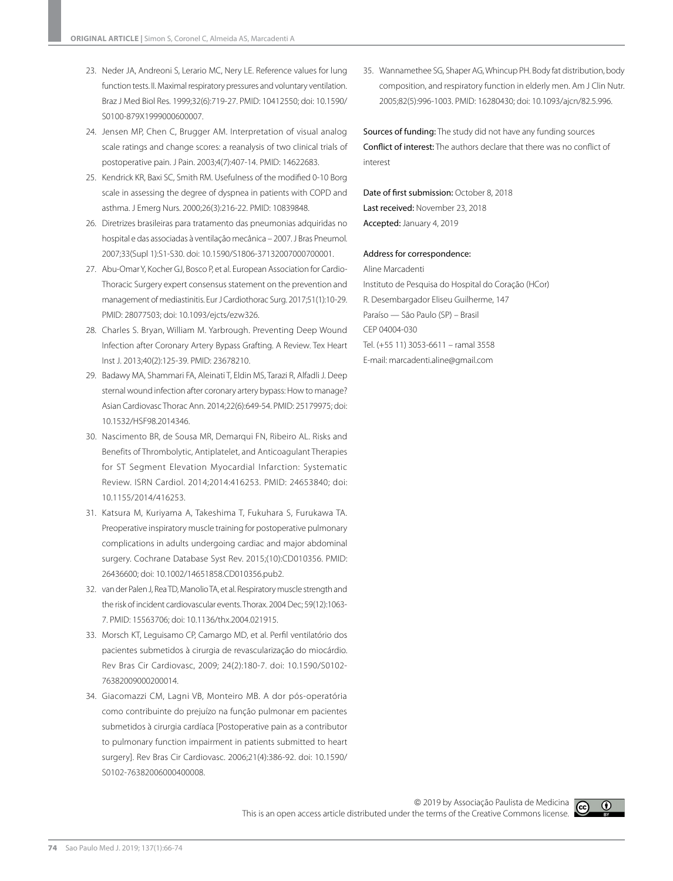23. Neder JA, Andreoni S, Lerario MC, Nery LE. Reference values for lung function tests. II. Maximal respiratory pressures and voluntary ventilation. Braz J Med Biol Res. 1999;32(6):719-27. PMID: 10412550; doi: 10.1590/S0100-879X1999000600007.
24. Jensen MP, Chen C, Brugger AM. Interpretation of visual analog scale ratings and change scores: a reanalysis of two clinical trials of postoperative pain. J Pain. 2003;4(7):407-14. PMID: 14622683.
25. Kendrick KR, Baxi SC, Smith RM. Usefulness of the modified 0-10 Borg scale in assessing the degree of dyspnea in patients with COPD and asthma. J Emerg Nurs. 2000;26(3):216-22. PMID: 10839848.
26. Diretrizes brasileiras para tratamento das pneumonias adquiridas no hospital e das associadas à ventilação mecânica – 2007. J Bras Pneumol. 2007;33(Supl 1):S1-S30. doi: 10.1590/S1806-37132007000700001.
27. Abu-Omar Y, Kocher GJ, Bosco P, et al. European Association for Cardio-Thoracic Surgery expert consensus statement on the prevention and management of mediastinitis. Eur J Cardiothorac Surg. 2017;51(1):10-29. PMID: 28077503; doi: 10.1093/ejcts/ezw326.
28. Charles S. Bryan, William M. Yarbrough. Preventing Deep Wound Infection after Coronary Artery Bypass Grafting. A Review. Tex Heart Inst J. 2013;40(2):125-39. PMID: 23678210.
29. Badawy MA, Shammari FA, Aleinati T, Eldin MS, Tarazi R, Alfadli J. Deep sternal wound infection after coronary artery bypass: How to manage? Asian Cardiovasc Thorac Ann. 2014;22(6):649-54. PMID: 25179975; doi: 10.1532/HSF98.2014346.
30. Nascimento BR, de Sousa MR, Demarqui FN, Ribeiro AL. Risks and Benefits of Thrombolytic, Antiplatelet, and Anticoagulant Therapies for ST Segment Elevation Myocardial Infarction: Systematic Review. ISRN Cardiol. 2014;2014:416253. PMID: 24653840; doi: 10.1155/2014/416253.
31. Katsura M, Kuriyama A, Takeshima T, Fukuhara S, Furukawa TA. Preoperative inspiratory muscle training for postoperative pulmonary complications in adults undergoing cardiac and major abdominal surgery. Cochrane Database Syst Rev. 2015;(10):CD010356. PMID: 26436600; doi: 10.1002/14651858.CD010356.pub2.
32. van der Palen J, Rea TD, Manolio TA, et al. Respiratory muscle strength and the risk of incident cardiovascular events. Thorax. 2004 Dec; 59(12):1063-7. PMID: 15563706; doi: 10.1136/thx.2004.021915.
33. Morsch KT, Leguisamo CP, Camargo MD, et al. Perfil ventilatório dos pacientes submetidos à cirurgia de revascularização do miocárdio. Rev Bras Cir Cardiovasc, 2009; 24(2):180-7. doi: 10.1590/S0102-76382009000200014.
34. Giacomazzi CM, Lagni VB, Monteiro MB. A dor pós-operatória como contribuinte do prejuízo na função pulmonar em pacientes submetidos à cirurgia cardíaca [Postoperative pain as a contributor to pulmonary function impairment in patients submitted to heart surgery]. Rev Bras Cir Cardiovasc. 2006;21(4):386-92. doi: 10.1590/S0102-76382006000400008.
35. Wannamethee SG, Shaper AG, Whincup PH. Body fat distribution, body composition, and respiratory function in elderly men. Am J Clin Nutr. 2005;82(5):996-1003. PMID: 16280430; doi: 10.1093/ajcn/82.5.996.

**Sources of funding:** The study did not have any funding sources
**Conflict of interest:** The authors declare that there was no conflict of interest

**Date of first submission:** October 8, 2018
**Last received:** November 23, 2018
**Accepted:** January 4, 2019

**Address for correspondence:**
Aline Marcadenti
Instituto de Pesquisa do Hospital do Coração (HCor)
R. Desembargador Eliseu Guilherme, 147
Paraíso — São Paulo (SP) – Brasil
CEP 04004-030
Tel. (+55 11) 3053-6611 – ramal 3558
E-mail: marcadenti.aline@gmail.com

© 2019 by Associação Paulista de Medicina
This is an open access article distributed under the terms of the Creative Commons license.